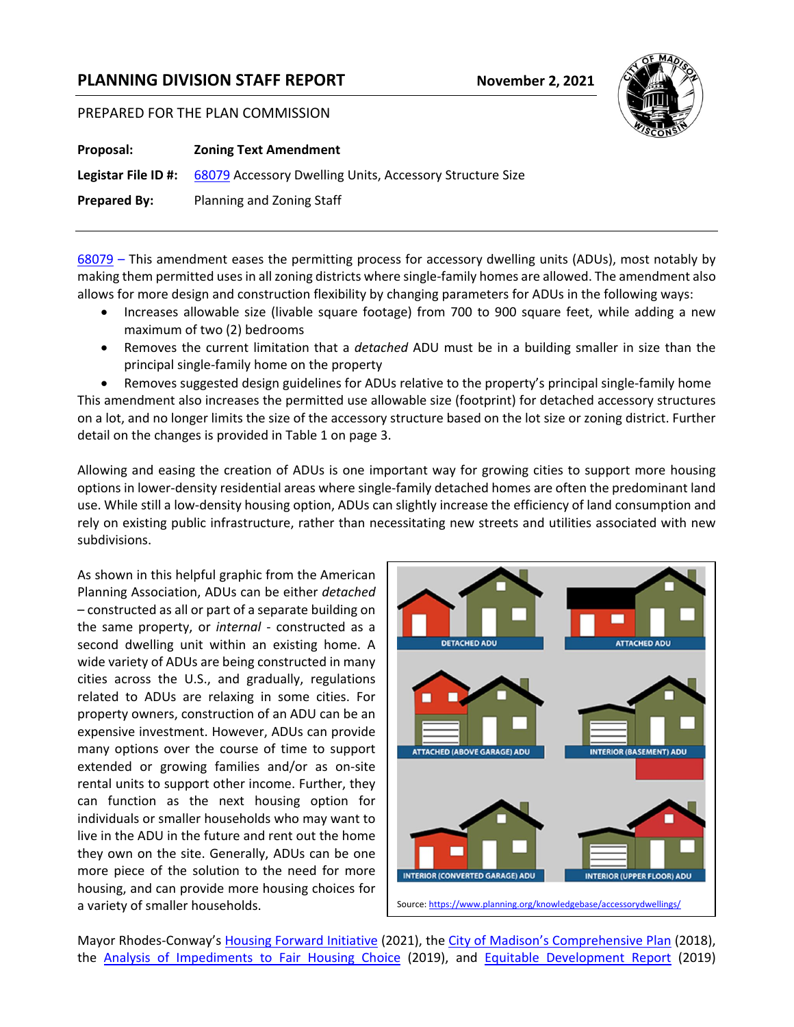# PLANNING DIVISION STAFF REPORT

**November 2, 2021**

PREPARED FOR THE PLAN COMMISSION

**Proposal:** **Zoning Text Amendment**

**Legistar File ID #:** 68079 Accessory Dwelling Units, Accessory Structure Size

**Prepared By:** Planning and Zoning Staff

---

68079 – This amendment eases the permitting process for accessory dwelling units (ADUs), most notably by making them permitted uses in all zoning districts where single-family homes are allowed. The amendment also allows for more design and construction flexibility by changing parameters for ADUs in the following ways:

- Increases allowable size (livable square footage) from 700 to 900 square feet, while adding a new maximum of two (2) bedrooms
- Removes the current limitation that a *detached* ADU must be in a building smaller in size than the principal single-family home on the property
- Removes suggested design guidelines for ADUs relative to the property's principal single-family home

This amendment also increases the permitted use allowable size (footprint) for detached accessory structures on a lot, and no longer limits the size of the accessory structure based on the lot size or zoning district. Further detail on the changes is provided in Table 1 on page 3.

Allowing and easing the creation of ADUs is one important way for growing cities to support more housing options in lower-density residential areas where single-family detached homes are often the predominant land use. While still a low-density housing option, ADUs can slightly increase the efficiency of land consumption and rely on existing public infrastructure, rather than necessitating new streets and utilities associated with new subdivisions.

As shown in this helpful graphic from the American Planning Association, ADUs can be either *detached* – constructed as all or part of a separate building on the same property, or *internal* - constructed as a second dwelling unit within an existing home. A wide variety of ADUs are being constructed in many cities across the U.S., and gradually, regulations related to ADUs are relaxing in some cities. For property owners, construction of an ADU can be an expensive investment. However, ADUs can provide many options over the course of time to support extended or growing families and/or as on-site rental units to support other income. Further, they can function as the next housing option for individuals or smaller households who may want to live in the ADU in the future and rent out the home they own on the site. Generally, ADUs can be one more piece of the solution to the need for more housing, and can provide more housing choices for a variety of smaller households.

DETACHED ADU | ATTACHED ADU | ATTACHED (ABOVE GARAGE) ADU | INTERIOR (BASEMENT) ADU | INTERIOR (CONVERTED GARAGE) ADU | INTERIOR (UPPER FLOOR) ADU

Source: https://www.planning.org/knowledgebase/accessorydwellings/

Mayor Rhodes-Conway's Housing Forward Initiative (2021), the City of Madison's Comprehensive Plan (2018), the Analysis of Impediments to Fair Housing Choice (2019), and Equitable Development Report (2019)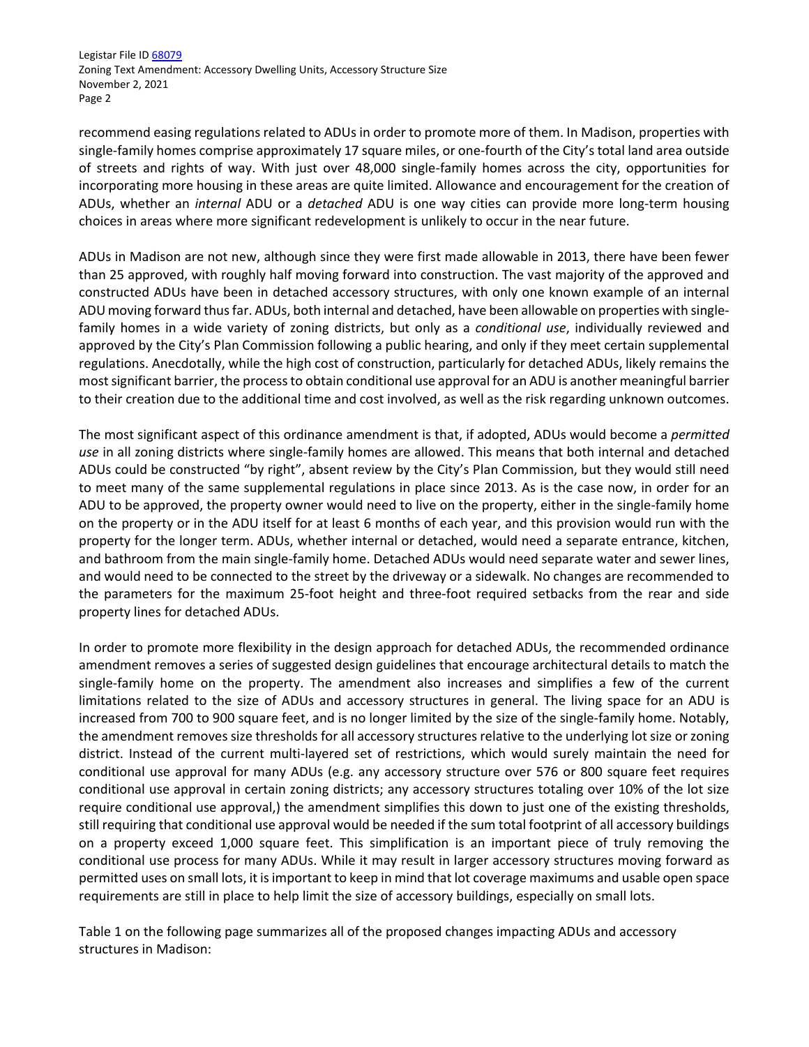recommend easing regulations related to ADUs in order to promote more of them. In Madison, properties with single-family homes comprise approximately 17 square miles, or one-fourth of the City's total land area outside of streets and rights of way. With just over 48,000 single-family homes across the city, opportunities for incorporating more housing in these areas are quite limited. Allowance and encouragement for the creation of ADUs, whether an *internal* ADU or a *detached* ADU is one way cities can provide more long-term housing choices in areas where more significant redevelopment is unlikely to occur in the near future.

ADUs in Madison are not new, although since they were first made allowable in 2013, there have been fewer than 25 approved, with roughly half moving forward into construction. The vast majority of the approved and constructed ADUs have been in detached accessory structures, with only one known example of an internal ADU moving forward thus far. ADUs, both internal and detached, have been allowable on properties with single-family homes in a wide variety of zoning districts, but only as a *conditional use*, individually reviewed and approved by the City's Plan Commission following a public hearing, and only if they meet certain supplemental regulations. Anecdotally, while the high cost of construction, particularly for detached ADUs, likely remains the most significant barrier, the process to obtain conditional use approval for an ADU is another meaningful barrier to their creation due to the additional time and cost involved, as well as the risk regarding unknown outcomes.

The most significant aspect of this ordinance amendment is that, if adopted, ADUs would become a *permitted use* in all zoning districts where single-family homes are allowed. This means that both internal and detached ADUs could be constructed "by right", absent review by the City's Plan Commission, but they would still need to meet many of the same supplemental regulations in place since 2013. As is the case now, in order for an ADU to be approved, the property owner would need to live on the property, either in the single-family home on the property or in the ADU itself for at least 6 months of each year, and this provision would run with the property for the longer term. ADUs, whether internal or detached, would need a separate entrance, kitchen, and bathroom from the main single-family home. Detached ADUs would need separate water and sewer lines, and would need to be connected to the street by the driveway or a sidewalk. No changes are recommended to the parameters for the maximum 25-foot height and three-foot required setbacks from the rear and side property lines for detached ADUs.

In order to promote more flexibility in the design approach for detached ADUs, the recommended ordinance amendment removes a series of suggested design guidelines that encourage architectural details to match the single-family home on the property. The amendment also increases and simplifies a few of the current limitations related to the size of ADUs and accessory structures in general. The living space for an ADU is increased from 700 to 900 square feet, and is no longer limited by the size of the single-family home. Notably, the amendment removes size thresholds for all accessory structures relative to the underlying lot size or zoning district. Instead of the current multi-layered set of restrictions, which would surely maintain the need for conditional use approval for many ADUs (e.g. any accessory structure over 576 or 800 square feet requires conditional use approval in certain zoning districts; any accessory structures totaling over 10% of the lot size require conditional use approval,) the amendment simplifies this down to just one of the existing thresholds, still requiring that conditional use approval would be needed if the sum total footprint of all accessory buildings on a property exceed 1,000 square feet. This simplification is an important piece of truly removing the conditional use process for many ADUs. While it may result in larger accessory structures moving forward as permitted uses on small lots, it is important to keep in mind that lot coverage maximums and usable open space requirements are still in place to help limit the size of accessory buildings, especially on small lots.

Table 1 on the following page summarizes all of the proposed changes impacting ADUs and accessory structures in Madison: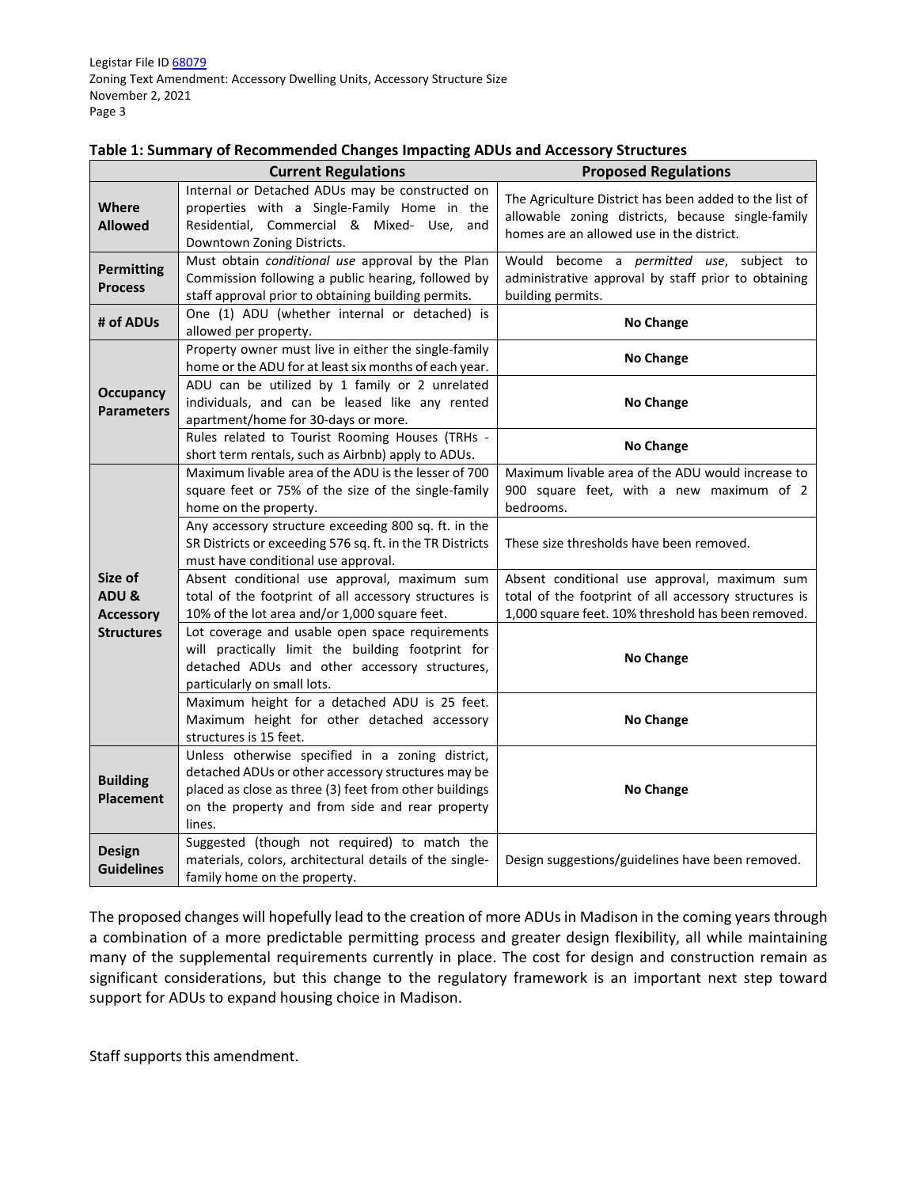**Table 1: Summary of Recommended Changes Impacting ADUs and Accessory Structures**

| | Current Regulations | Proposed Regulations |
|---|---|---|
| **Where Allowed** | Internal or Detached ADUs may be constructed on properties with a Single-Family Home in the Residential, Commercial & Mixed- Use, and Downtown Zoning Districts. | The Agriculture District has been added to the list of allowable zoning districts, because single-family homes are an allowed use in the district. |
| **Permitting Process** | Must obtain *conditional use* approval by the Plan Commission following a public hearing, followed by staff approval prior to obtaining building permits. | Would become a *permitted use*, subject to administrative approval by staff prior to obtaining building permits. |
| **# of ADUs** | One (1) ADU (whether internal or detached) is allowed per property. | **No Change** |
| **Occupancy Parameters** | Property owner must live in either the single-family home or the ADU for at least six months of each year. | **No Change** |
| | ADU can be utilized by 1 family or 2 unrelated individuals, and can be leased like any rented apartment/home for 30-days or more. | **No Change** |
| | Rules related to Tourist Rooming Houses (TRHs - short term rentals, such as Airbnb) apply to ADUs. | **No Change** |
| **Size of ADU & Accessory Structures** | Maximum livable area of the ADU is the lesser of 700 square feet or 75% of the size of the single-family home on the property. | Maximum livable area of the ADU would increase to 900 square feet, with a new maximum of 2 bedrooms. |
| | Any accessory structure exceeding 800 sq. ft. in the SR Districts or exceeding 576 sq. ft. in the TR Districts must have conditional use approval. | These size thresholds have been removed. |
| | Absent conditional use approval, maximum sum total of the footprint of all accessory structures is 10% of the lot area and/or 1,000 square feet. | Absent conditional use approval, maximum sum total of the footprint of all accessory structures is 1,000 square feet. 10% threshold has been removed. |
| | Lot coverage and usable open space requirements will practically limit the building footprint for detached ADUs and other accessory structures, particularly on small lots. | **No Change** |
| | Maximum height for a detached ADU is 25 feet. Maximum height for other detached accessory structures is 15 feet. | **No Change** |
| **Building Placement** | Unless otherwise specified in a zoning district, detached ADUs or other accessory structures may be placed as close as three (3) feet from other buildings on the property and from side and rear property lines. | **No Change** |
| **Design Guidelines** | Suggested (though not required) to match the materials, colors, architectural details of the single-family home on the property. | Design suggestions/guidelines have been removed. |

The proposed changes will hopefully lead to the creation of more ADUs in Madison in the coming years through a combination of a more predictable permitting process and greater design flexibility, all while maintaining many of the supplemental requirements currently in place. The cost for design and construction remain as significant considerations, but this change to the regulatory framework is an important next step toward support for ADUs to expand housing choice in Madison.

Staff supports this amendment.